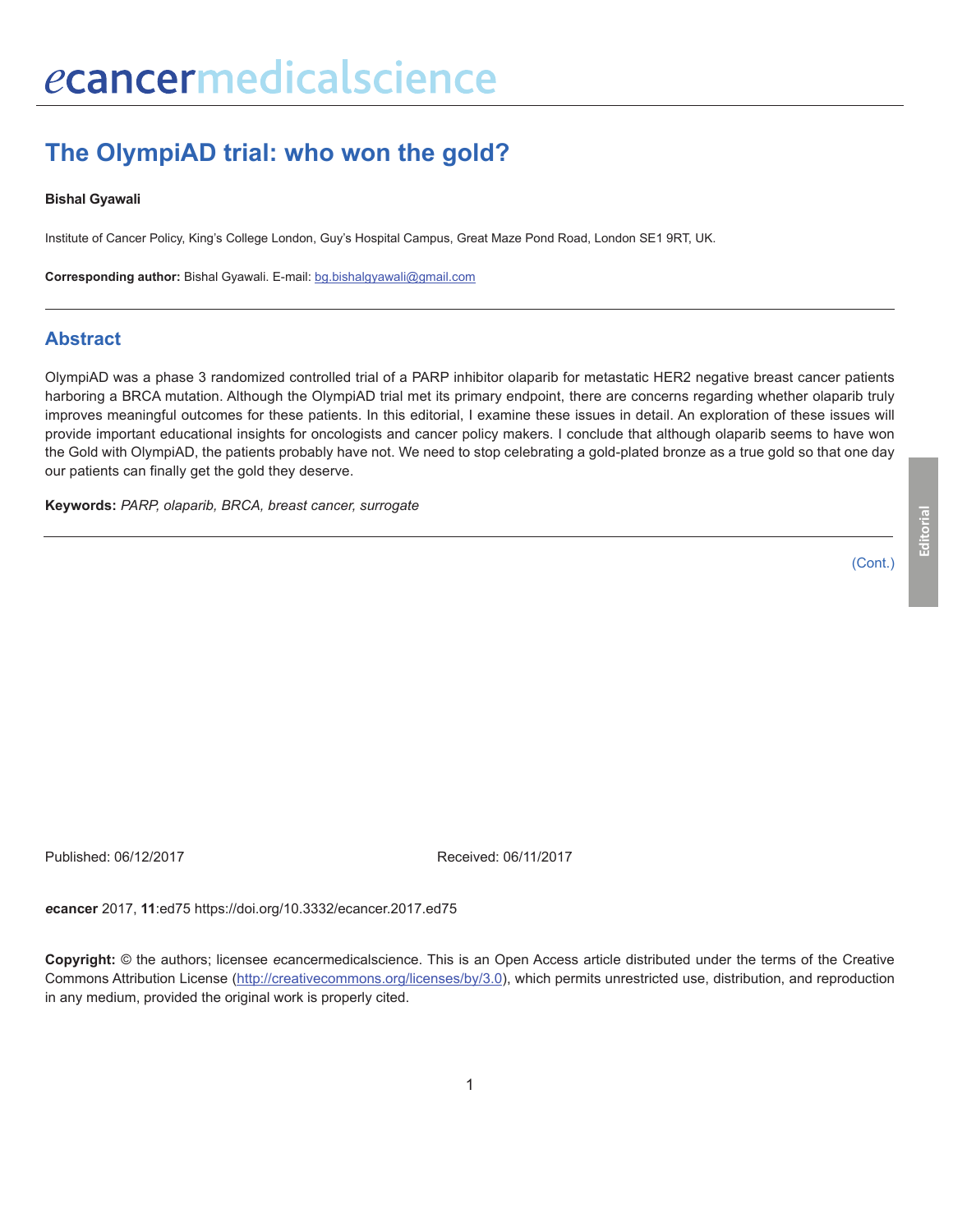# The OlympiAD trial: who won the gold?

**Bishal Gyawali**

Institute of Cancer Policy, King's College London, Guy's Hospital Campus, Great Maze Pond Road, London SE1 9RT, UK.

**Corresponding author:** Bishal Gyawali. E-mail: bg.bishalgyawali@gmail.com

## Abstract

OlympiAD was a phase 3 randomized controlled trial of a PARP inhibitor olaparib for metastatic HER2 negative breast cancer patients harboring a BRCA mutation. Although the OlympiAD trial met its primary endpoint, there are concerns regarding whether olaparib truly improves meaningful outcomes for these patients. In this editorial, I examine these issues in detail. An exploration of these issues will provide important educational insights for oncologists and cancer policy makers. I conclude that although olaparib seems to have won the Gold with OlympiAD, the patients probably have not. We need to stop celebrating a gold-plated bronze as a true gold so that one day our patients can finally get the gold they deserve.

**Keywords:** *PARP, olaparib, BRCA, breast cancer, surrogate*

(Cont.)

Published: 06/12/2017

Received: 06/11/2017

***e*cancer** 2017, **11**:ed75 https://doi.org/10.3332/ecancer.2017.ed75

**Copyright:** © the authors; licensee *e*cancermedicalscience. This is an Open Access article distributed under the terms of the Creative Commons Attribution License (http://creativecommons.org/licenses/by/3.0), which permits unrestricted use, distribution, and reproduction in any medium, provided the original work is properly cited.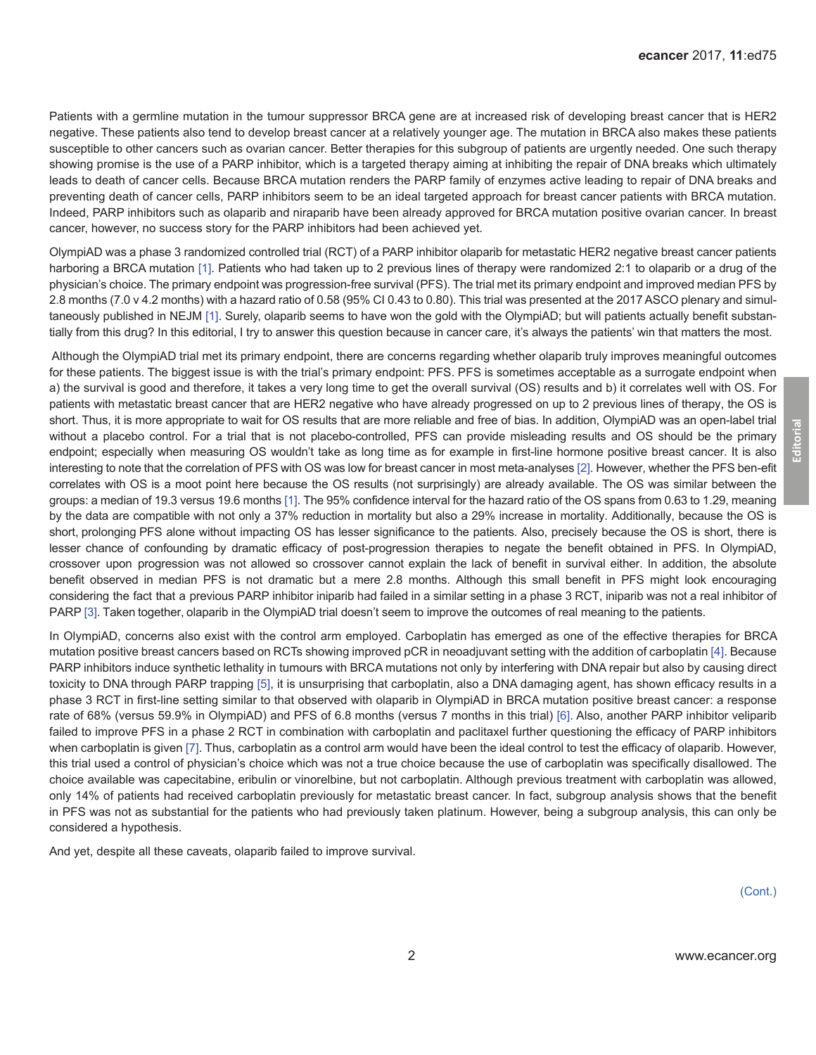Patients with a germline mutation in the tumour suppressor BRCA gene are at increased risk of developing breast cancer that is HER2 negative. These patients also tend to develop breast cancer at a relatively younger age. The mutation in BRCA also makes these patients susceptible to other cancers such as ovarian cancer. Better therapies for this subgroup of patients are urgently needed. One such therapy showing promise is the use of a PARP inhibitor, which is a targeted therapy aiming at inhibiting the repair of DNA breaks which ultimately leads to death of cancer cells. Because BRCA mutation renders the PARP family of enzymes active leading to repair of DNA breaks and preventing death of cancer cells, PARP inhibitors seem to be an ideal targeted approach for breast cancer patients with BRCA mutation. Indeed, PARP inhibitors such as olaparib and niraparib have been already approved for BRCA mutation positive ovarian cancer. In breast cancer, however, no success story for the PARP inhibitors had been achieved yet.

OlympiAD was a phase 3 randomized controlled trial (RCT) of a PARP inhibitor olaparib for metastatic HER2 negative breast cancer patients harboring a BRCA mutation [1]. Patients who had taken up to 2 previous lines of therapy were randomized 2:1 to olaparib or a drug of the physician's choice. The primary endpoint was progression-free survival (PFS). The trial met its primary endpoint and improved median PFS by 2.8 months (7.0 v 4.2 months) with a hazard ratio of 0.58 (95% CI 0.43 to 0.80). This trial was presented at the 2017 ASCO plenary and simultaneously published in NEJM [1]. Surely, olaparib seems to have won the gold with the OlympiAD; but will patients actually benefit substantially from this drug? In this editorial, I try to answer this question because in cancer care, it's always the patients' win that matters the most.

Although the OlympiAD trial met its primary endpoint, there are concerns regarding whether olaparib truly improves meaningful outcomes for these patients. The biggest issue is with the trial's primary endpoint: PFS. PFS is sometimes acceptable as a surrogate endpoint when a) the survival is good and therefore, it takes a very long time to get the overall survival (OS) results and b) it correlates well with OS. For patients with metastatic breast cancer that are HER2 negative who have already progressed on up to 2 previous lines of therapy, the OS is short. Thus, it is more appropriate to wait for OS results that are more reliable and free of bias. In addition, OlympiAD was an open-label trial without a placebo control. For a trial that is not placebo-controlled, PFS can provide misleading results and OS should be the primary endpoint; especially when measuring OS wouldn't take as long time as for example in first-line hormone positive breast cancer. It is also interesting to note that the correlation of PFS with OS was low for breast cancer in most meta-analyses [2]. However, whether the PFS ben-efit correlates with OS is a moot point here because the OS results (not surprisingly) are already available. The OS was similar between the groups: a median of 19.3 versus 19.6 months [1]. The 95% confidence interval for the hazard ratio of the OS spans from 0.63 to 1.29, meaning by the data are compatible with not only a 37% reduction in mortality but also a 29% increase in mortality. Additionally, because the OS is short, prolonging PFS alone without impacting OS has lesser significance to the patients. Also, precisely because the OS is short, there is lesser chance of confounding by dramatic efficacy of post-progression therapies to negate the benefit obtained in PFS. In OlympiAD, crossover upon progression was not allowed so crossover cannot explain the lack of benefit in survival either. In addition, the absolute benefit observed in median PFS is not dramatic but a mere 2.8 months. Although this small benefit in PFS might look encouraging considering the fact that a previous PARP inhibitor iniparib had failed in a similar setting in a phase 3 RCT, iniparib was not a real inhibitor of PARP [3]. Taken together, olaparib in the OlympiAD trial doesn't seem to improve the outcomes of real meaning to the patients.

In OlympiAD, concerns also exist with the control arm employed. Carboplatin has emerged as one of the effective therapies for BRCA mutation positive breast cancers based on RCTs showing improved pCR in neoadjuvant setting with the addition of carboplatin [4]. Because PARP inhibitors induce synthetic lethality in tumours with BRCA mutations not only by interfering with DNA repair but also by causing direct toxicity to DNA through PARP trapping [5], it is unsurprising that carboplatin, also a DNA damaging agent, has shown efficacy results in a phase 3 RCT in first-line setting similar to that observed with olaparib in OlympiAD in BRCA mutation positive breast cancer: a response rate of 68% (versus 59.9% in OlympiAD) and PFS of 6.8 months (versus 7 months in this trial) [6]. Also, another PARP inhibitor veliparib failed to improve PFS in a phase 2 RCT in combination with carboplatin and paclitaxel further questioning the efficacy of PARP inhibitors when carboplatin is given [7]. Thus, carboplatin as a control arm would have been the ideal control to test the efficacy of olaparib. However, this trial used a control of physician's choice which was not a true choice because the use of carboplatin was specifically disallowed. The choice available was capecitabine, eribulin or vinorelbine, but not carboplatin. Although previous treatment with carboplatin was allowed, only 14% of patients had received carboplatin previously for metastatic breast cancer. In fact, subgroup analysis shows that the benefit in PFS was not as substantial for the patients who had previously taken platinum. However, being a subgroup analysis, this can only be considered a hypothesis.

And yet, despite all these caveats, olaparib failed to improve survival.

(Cont.)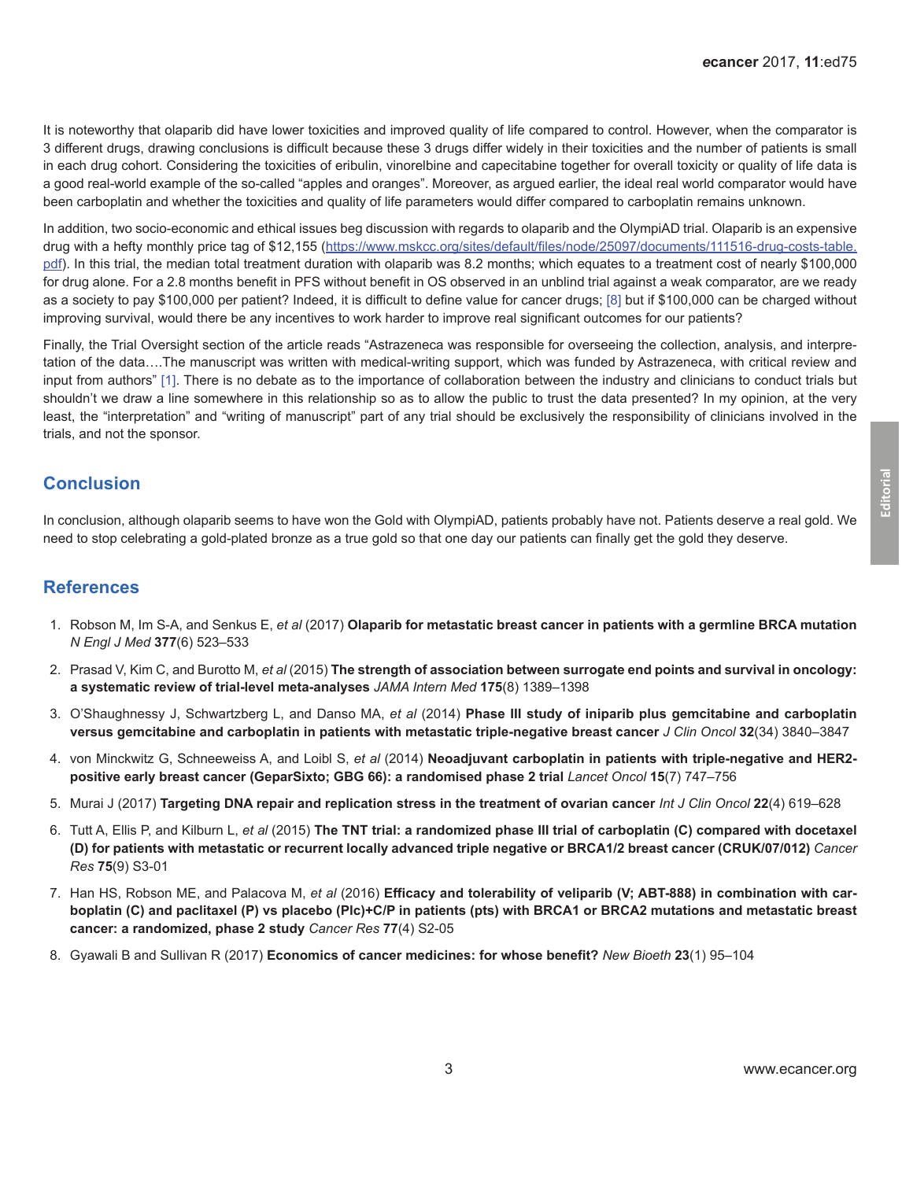It is noteworthy that olaparib did have lower toxicities and improved quality of life compared to control. However, when the comparator is 3 different drugs, drawing conclusions is difficult because these 3 drugs differ widely in their toxicities and the number of patients is small in each drug cohort. Considering the toxicities of eribulin, vinorelbine and capecitabine together for overall toxicity or quality of life data is a good real-world example of the so-called "apples and oranges". Moreover, as argued earlier, the ideal real world comparator would have been carboplatin and whether the toxicities and quality of life parameters would differ compared to carboplatin remains unknown.

In addition, two socio-economic and ethical issues beg discussion with regards to olaparib and the OlympiAD trial. Olaparib is an expensive drug with a hefty monthly price tag of $12,155 (https://www.mskcc.org/sites/default/files/node/25097/documents/111516-drug-costs-table.pdf). In this trial, the median total treatment duration with olaparib was 8.2 months; which equates to a treatment cost of nearly $100,000 for drug alone. For a 2.8 months benefit in PFS without benefit in OS observed in an unblind trial against a weak comparator, are we ready as a society to pay $100,000 per patient? Indeed, it is difficult to define value for cancer drugs; [8] but if $100,000 can be charged without improving survival, would there be any incentives to work harder to improve real significant outcomes for our patients?

Finally, the Trial Oversight section of the article reads "Astrazeneca was responsible for overseeing the collection, analysis, and interpretation of the data….The manuscript was written with medical-writing support, which was funded by Astrazeneca, with critical review and input from authors" [1]. There is no debate as to the importance of collaboration between the industry and clinicians to conduct trials but shouldn't we draw a line somewhere in this relationship so as to allow the public to trust the data presented? In my opinion, at the very least, the "interpretation" and "writing of manuscript" part of any trial should be exclusively the responsibility of clinicians involved in the trials, and not the sponsor.

## Conclusion

In conclusion, although olaparib seems to have won the Gold with OlympiAD, patients probably have not. Patients deserve a real gold. We need to stop celebrating a gold-plated bronze as a true gold so that one day our patients can finally get the gold they deserve.

## References

1. Robson M, Im S-A, and Senkus E, *et al* (2017) **Olaparib for metastatic breast cancer in patients with a germline BRCA mutation** *N Engl J Med* **377**(6) 523–533
2. Prasad V, Kim C, and Burotto M, *et al* (2015) **The strength of association between surrogate end points and survival in oncology: a systematic review of trial-level meta-analyses** *JAMA Intern Med* **175**(8) 1389–1398
3. O'Shaughnessy J, Schwartzberg L, and Danso MA, *et al* (2014) **Phase III study of iniparib plus gemcitabine and carboplatin versus gemcitabine and carboplatin in patients with metastatic triple-negative breast cancer** *J Clin Oncol* **32**(34) 3840–3847
4. von Minckwitz G, Schneeweiss A, and Loibl S, *et al* (2014) **Neoadjuvant carboplatin in patients with triple-negative and HER2-positive early breast cancer (GeparSixto; GBG 66): a randomised phase 2 trial** *Lancet Oncol* **15**(7) 747–756
5. Murai J (2017) **Targeting DNA repair and replication stress in the treatment of ovarian cancer** *Int J Clin Oncol* **22**(4) 619–628
6. Tutt A, Ellis P, and Kilburn L, *et al* (2015) **The TNT trial: a randomized phase III trial of carboplatin (C) compared with docetaxel (D) for patients with metastatic or recurrent locally advanced triple negative or BRCA1/2 breast cancer (CRUK/07/012)** *Cancer Res* **75**(9) S3-01
7. Han HS, Robson ME, and Palacova M, *et al* (2016) **Efficacy and tolerability of veliparib (V; ABT-888) in combination with carboplatin (C) and paclitaxel (P) vs placebo (Plc)+C/P in patients (pts) with BRCA1 or BRCA2 mutations and metastatic breast cancer: a randomized, phase 2 study** *Cancer Res* **77**(4) S2-05
8. Gyawali B and Sullivan R (2017) **Economics of cancer medicines: for whose benefit?** *New Bioeth* **23**(1) 95–104